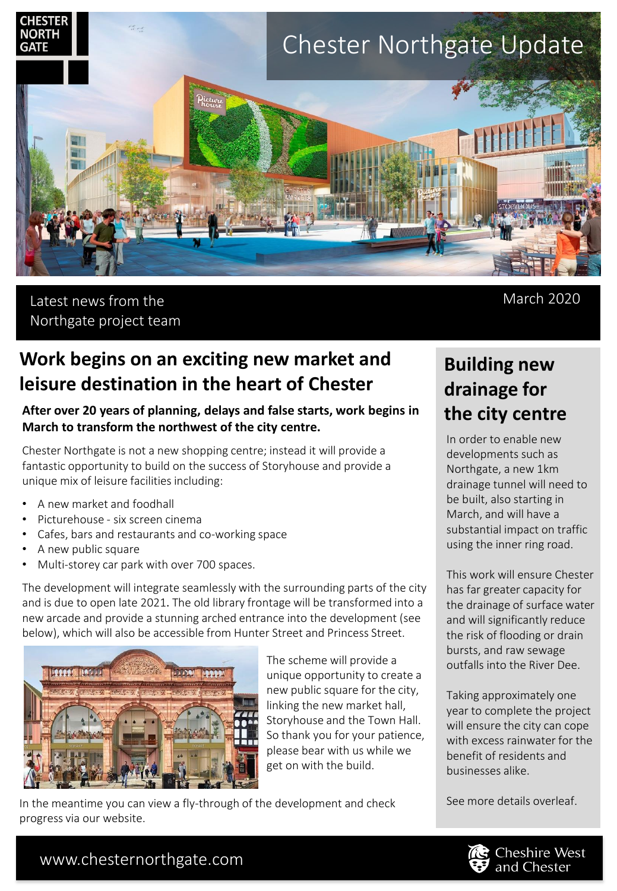# Chester Northgate Update

Latest news from the Northgate project team

March 2020

## Work begins on an exciting new market and leisure destination in the heart of Chester

**After over 20 years of planning, delays and false starts, work begins in March to transform the northwest of the city centre.**

Chester Northgate is not a new shopping centre; instead it will provide a fantastic opportunity to build on the success of Storyhouse and provide a unique mix of leisure facilities including:

- A new market and foodhall
- Picturehouse - six screen cinema
- Cafes, bars and restaurants and co-working space
- A new public square
- Multi-storey car park with over 700 spaces.

The development will integrate seamlessly with the surrounding parts of the city and is due to open late 2021. The old library frontage will be transformed into a new arcade and provide a stunning arched entrance into the development (see below), which will also be accessible from Hunter Street and Princess Street.

The scheme will provide a unique opportunity to create a new public square for the city, linking the new market hall, Storyhouse and the Town Hall. So thank you for your patience, please bear with us while we get on with the build.

In the meantime you can view a fly-through of the development and check progress via our website.

## Building new drainage for the city centre

In order to enable new developments such as Northgate, a new 1km drainage tunnel will need to be built, also starting in March, and will have a substantial impact on traffic using the inner ring road.

This work will ensure Chester has far greater capacity for the drainage of surface water and will significantly reduce the risk of flooding or drain bursts, and raw sewage outfalls into the River Dee.

Taking approximately one year to complete the project will ensure the city can cope with excess rainwater for the benefit of residents and businesses alike.

See more details overleaf.

www.chesternorthgate.com

Cheshire West and Chester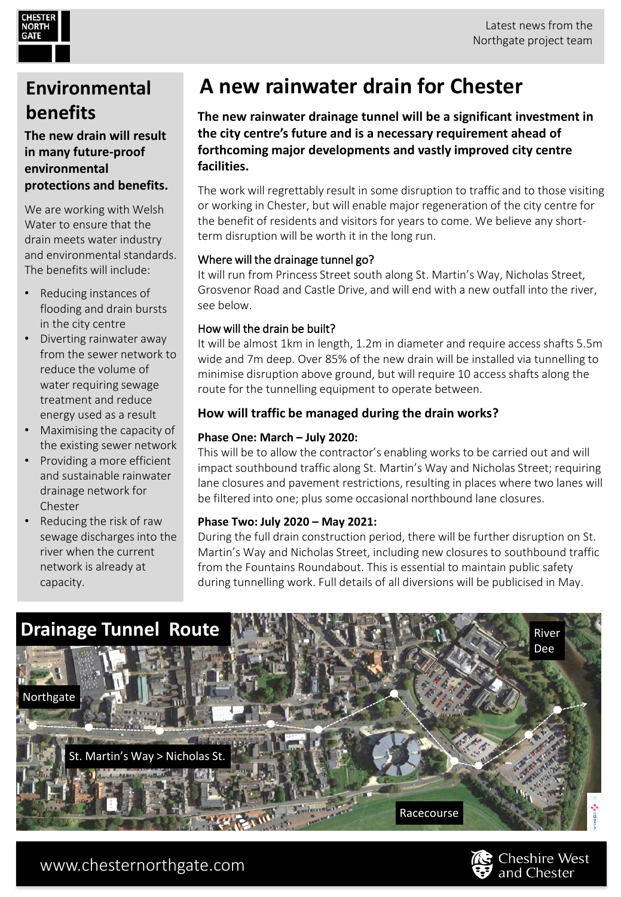# A new rainwater drain for Chester

**The new rainwater drainage tunnel will be a significant investment in the city centre's future and is a necessary requirement ahead of forthcoming major developments and vastly improved city centre facilities.**

The work will regrettably result in some disruption to traffic and to those visiting or working in Chester, but will enable major regeneration of the city centre for the benefit of residents and visitors for years to come. We believe any short-term disruption will be worth it in the long run.

### Where will the drainage tunnel go?

It will run from Princess Street south along St. Martin's Way, Nicholas Street, Grosvenor Road and Castle Drive, and will end with a new outfall into the river, see below.

### How will the drain be built?

It will be almost 1km in length, 1.2m in diameter and require access shafts 5.5m wide and 7m deep. Over 85% of the new drain will be installed via tunnelling to minimise disruption above ground, but will require 10 access shafts along the route for the tunnelling equipment to operate between.

### How will traffic be managed during the drain works?

**Phase One: March – July 2020:**

This will be to allow the contractor's enabling works to be carried out and will impact southbound traffic along St. Martin's Way and Nicholas Street; requiring lane closures and pavement restrictions, resulting in places where two lanes will be filtered into one; plus some occasional northbound lane closures.

**Phase Two: July 2020 – May 2021:**

During the full drain construction period, there will be further disruption on St. Martin's Way and Nicholas Street, including new closures to southbound traffic from the Fountains Roundabout. This is essential to maintain public safety during tunnelling work. Full details of all diversions will be publicised in May.

## Environmental benefits

**The new drain will result in many future-proof environmental protections and benefits.**

We are working with Welsh Water to ensure that the drain meets water industry and environmental standards. The benefits will include:

- Reducing instances of flooding and drain bursts in the city centre
- Diverting rainwater away from the sewer network to reduce the volume of water requiring sewage treatment and reduce energy used as a result
- Maximising the capacity of the existing sewer network
- Providing a more efficient and sustainable rainwater drainage network for Chester
- Reducing the risk of raw sewage discharges into the river when the current network is already at capacity.

## Drainage Tunnel Route

Northgate

St. Martin's Way > Nicholas St.

Racecourse

River Dee

www.chesternorthgate.com